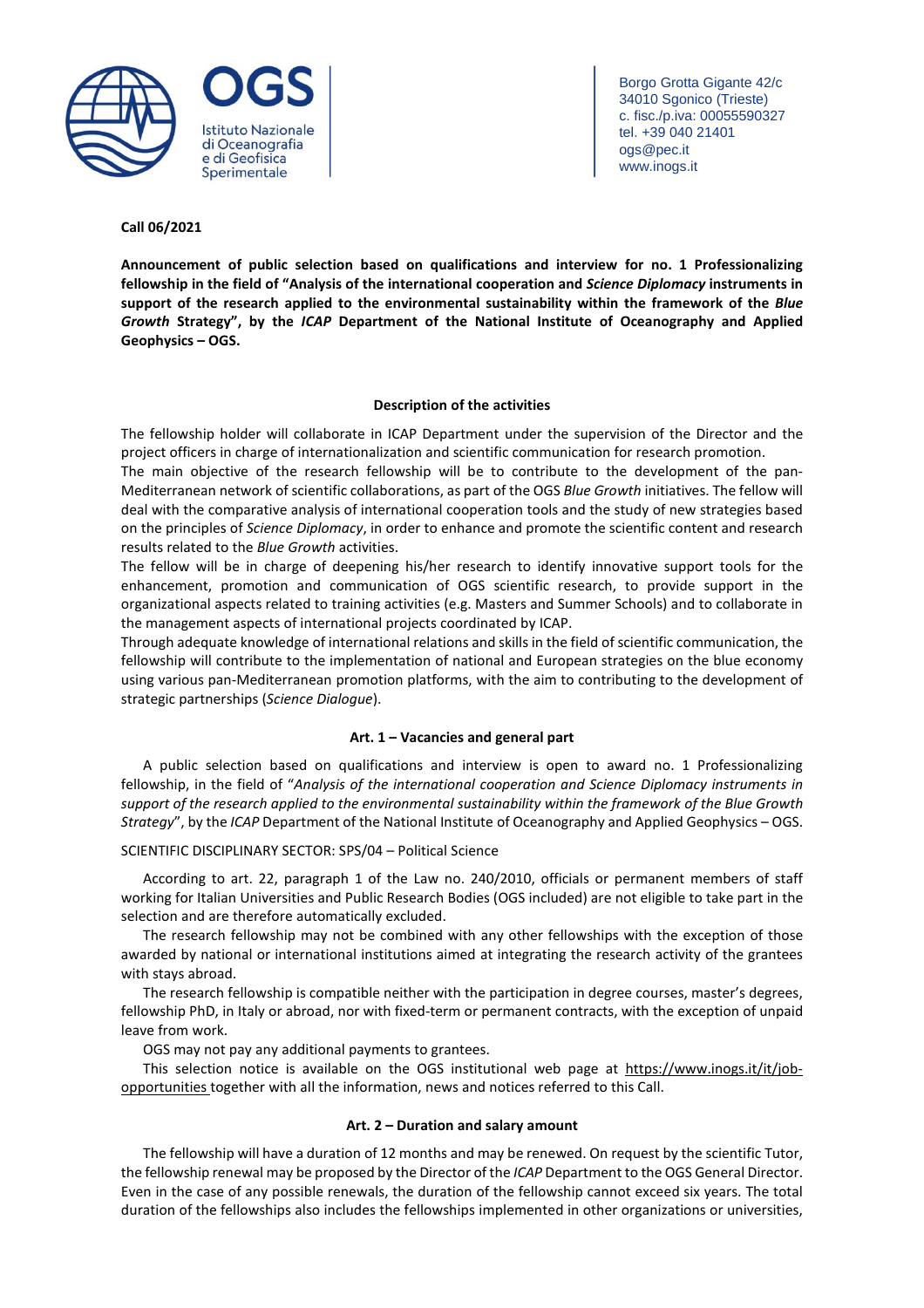**OGS**
Istituto Nazionale di Oceanografia e di Geofisica Sperimentale

Borgo Grotta Gigante 42/c
34010 Sgonico (Trieste)
c. fisc./p.iva: 00055590327
tel. +39 040 21401
ogs@pec.it
www.inogs.it

**Call 06/2021**

**Announcement of public selection based on qualifications and interview for no. 1 Professionalizing fellowship in the field of "Analysis of the international cooperation and *Science Diplomacy* instruments in support of the research applied to the environmental sustainability within the framework of the *Blue Growth* Strategy", by the *ICAP* Department of the National Institute of Oceanography and Applied Geophysics – OGS.**

## Description of the activities

The fellowship holder will collaborate in ICAP Department under the supervision of the Director and the project officers in charge of internationalization and scientific communication for research promotion.

The main objective of the research fellowship will be to contribute to the development of the pan-Mediterranean network of scientific collaborations, as part of the OGS *Blue Growth* initiatives. The fellow will deal with the comparative analysis of international cooperation tools and the study of new strategies based on the principles of *Science Diplomacy*, in order to enhance and promote the scientific content and research results related to the *Blue Growth* activities.

The fellow will be in charge of deepening his/her research to identify innovative support tools for the enhancement, promotion and communication of OGS scientific research, to provide support in the organizational aspects related to training activities (e.g. Masters and Summer Schools) and to collaborate in the management aspects of international projects coordinated by ICAP.

Through adequate knowledge of international relations and skills in the field of scientific communication, the fellowship will contribute to the implementation of national and European strategies on the blue economy using various pan-Mediterranean promotion platforms, with the aim to contributing to the development of strategic partnerships (*Science Dialogue*).

## Art. 1 – Vacancies and general part

A public selection based on qualifications and interview is open to award no. 1 Professionalizing fellowship, in the field of "*Analysis of the international cooperation and Science Diplomacy instruments in support of the research applied to the environmental sustainability within the framework of the Blue Growth Strategy*", by the *ICAP* Department of the National Institute of Oceanography and Applied Geophysics – OGS.

SCIENTIFIC DISCIPLINARY SECTOR: SPS/04 – Political Science

According to art. 22, paragraph 1 of the Law no. 240/2010, officials or permanent members of staff working for Italian Universities and Public Research Bodies (OGS included) are not eligible to take part in the selection and are therefore automatically excluded.

The research fellowship may not be combined with any other fellowships with the exception of those awarded by national or international institutions aimed at integrating the research activity of the grantees with stays abroad.

The research fellowship is compatible neither with the participation in degree courses, master's degrees, fellowship PhD, in Italy or abroad, nor with fixed-term or permanent contracts, with the exception of unpaid leave from work.

OGS may not pay any additional payments to grantees.

This selection notice is available on the OGS institutional web page at https://www.inogs.it/it/job-opportunities together with all the information, news and notices referred to this Call.

## Art. 2 – Duration and salary amount

The fellowship will have a duration of 12 months and may be renewed. On request by the scientific Tutor, the fellowship renewal may be proposed by the Director of the *ICAP* Department to the OGS General Director. Even in the case of any possible renewals, the duration of the fellowship cannot exceed six years. The total duration of the fellowships also includes the fellowships implemented in other organizations or universities,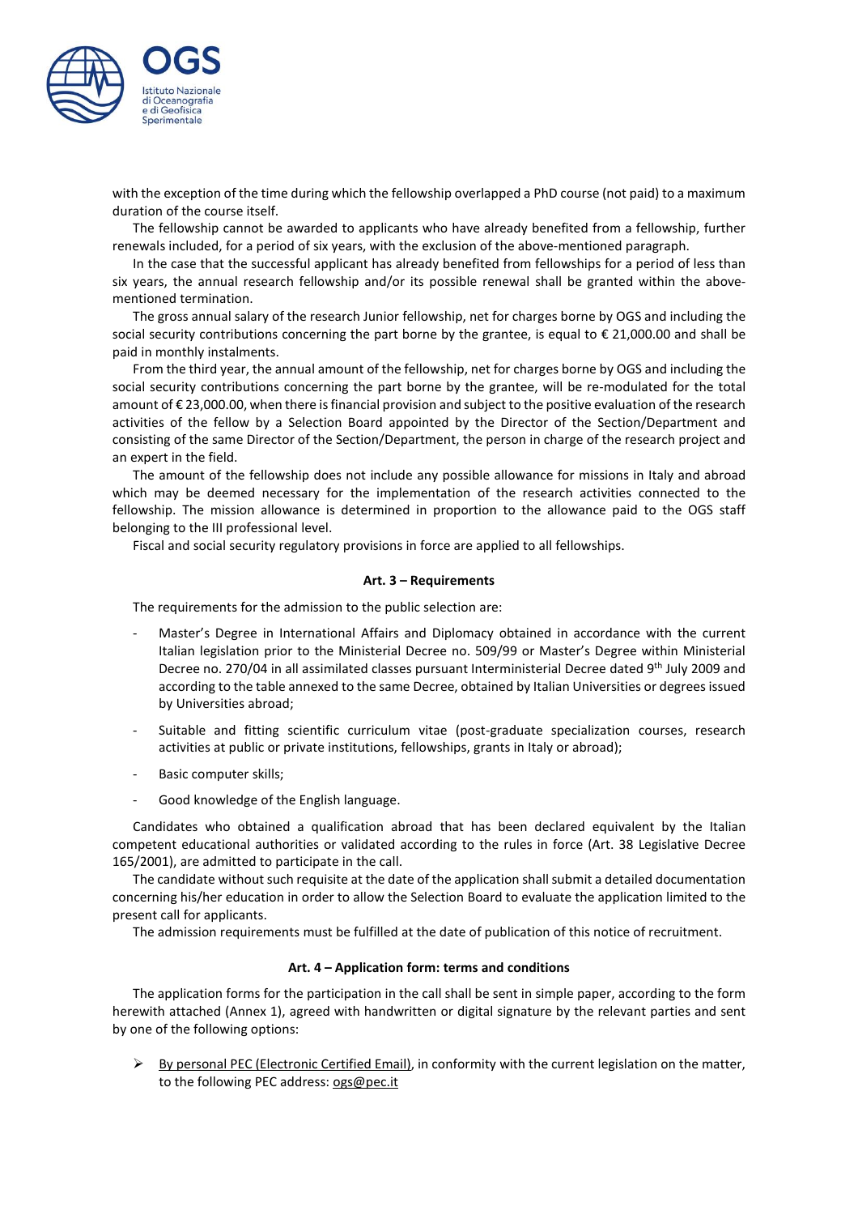with the exception of the time during which the fellowship overlapped a PhD course (not paid) to a maximum duration of the course itself.

The fellowship cannot be awarded to applicants who have already benefited from a fellowship, further renewals included, for a period of six years, with the exclusion of the above-mentioned paragraph.

In the case that the successful applicant has already benefited from fellowships for a period of less than six years, the annual research fellowship and/or its possible renewal shall be granted within the above-mentioned termination.

The gross annual salary of the research Junior fellowship, net for charges borne by OGS and including the social security contributions concerning the part borne by the grantee, is equal to € 21,000.00 and shall be paid in monthly instalments.

From the third year, the annual amount of the fellowship, net for charges borne by OGS and including the social security contributions concerning the part borne by the grantee, will be re-modulated for the total amount of € 23,000.00, when there is financial provision and subject to the positive evaluation of the research activities of the fellow by a Selection Board appointed by the Director of the Section/Department and consisting of the same Director of the Section/Department, the person in charge of the research project and an expert in the field.

The amount of the fellowship does not include any possible allowance for missions in Italy and abroad which may be deemed necessary for the implementation of the research activities connected to the fellowship. The mission allowance is determined in proportion to the allowance paid to the OGS staff belonging to the III professional level.

Fiscal and social security regulatory provisions in force are applied to all fellowships.

### Art. 3 – Requirements

The requirements for the admission to the public selection are:

- Master's Degree in International Affairs and Diplomacy obtained in accordance with the current Italian legislation prior to the Ministerial Decree no. 509/99 or Master's Degree within Ministerial Decree no. 270/04 in all assimilated classes pursuant Interministerial Decree dated 9th July 2009 and according to the table annexed to the same Decree, obtained by Italian Universities or degrees issued by Universities abroad;
- Suitable and fitting scientific curriculum vitae (post-graduate specialization courses, research activities at public or private institutions, fellowships, grants in Italy or abroad);
- Basic computer skills;
- Good knowledge of the English language.

Candidates who obtained a qualification abroad that has been declared equivalent by the Italian competent educational authorities or validated according to the rules in force (Art. 38 Legislative Decree 165/2001), are admitted to participate in the call.

The candidate without such requisite at the date of the application shall submit a detailed documentation concerning his/her education in order to allow the Selection Board to evaluate the application limited to the present call for applicants.

The admission requirements must be fulfilled at the date of publication of this notice of recruitment.

### Art. 4 – Application form: terms and conditions

The application forms for the participation in the call shall be sent in simple paper, according to the form herewith attached (Annex 1), agreed with handwritten or digital signature by the relevant parties and sent by one of the following options:

- By personal PEC (Electronic Certified Email), in conformity with the current legislation on the matter, to the following PEC address: ogs@pec.it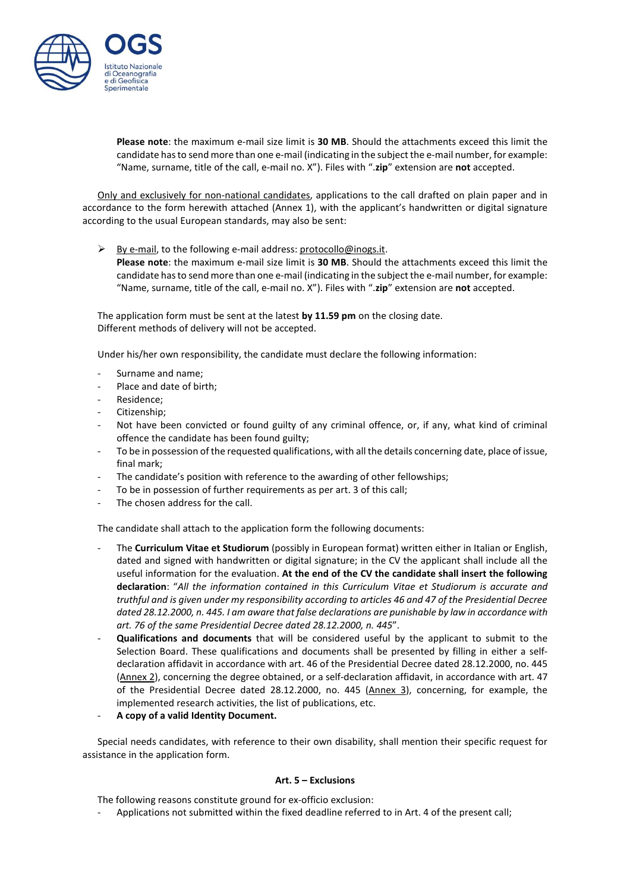**Please note**: the maximum e-mail size limit is **30 MB**. Should the attachments exceed this limit the candidate has to send more than one e-mail (indicating in the subject the e-mail number, for example: "Name, surname, title of the call, e-mail no. X"). Files with "**.zip**" extension are **not** accepted.

Only and exclusively for non-national candidates, applications to the call drafted on plain paper and in accordance to the form herewith attached (Annex 1), with the applicant's handwritten or digital signature according to the usual European standards, may also be sent:

- By e-mail, to the following e-mail address: protocollo@inogs.it.
  **Please note**: the maximum e-mail size limit is **30 MB**. Should the attachments exceed this limit the candidate has to send more than one e-mail (indicating in the subject the e-mail number, for example: "Name, surname, title of the call, e-mail no. X"). Files with "**.zip**" extension are **not** accepted.

The application form must be sent at the latest **by 11.59 pm** on the closing date.
Different methods of delivery will not be accepted.

Under his/her own responsibility, the candidate must declare the following information:

- Surname and name;
- Place and date of birth;
- Residence;
- Citizenship;
- Not have been convicted or found guilty of any criminal offence, or, if any, what kind of criminal offence the candidate has been found guilty;
- To be in possession of the requested qualifications, with all the details concerning date, place of issue, final mark;
- The candidate's position with reference to the awarding of other fellowships;
- To be in possession of further requirements as per art. 3 of this call;
- The chosen address for the call.

The candidate shall attach to the application form the following documents:

- The **Curriculum Vitae et Studiorum** (possibly in European format) written either in Italian or English, dated and signed with handwritten or digital signature; in the CV the applicant shall include all the useful information for the evaluation. **At the end of the CV the candidate shall insert the following declaration**: "*All the information contained in this Curriculum Vitae et Studiorum is accurate and truthful and is given under my responsibility according to articles 46 and 47 of the Presidential Decree dated 28.12.2000, n. 445. I am aware that false declarations are punishable by law in accordance with art. 76 of the same Presidential Decree dated 28.12.2000, n. 445*".
- **Qualifications and documents** that will be considered useful by the applicant to submit to the Selection Board. These qualifications and documents shall be presented by filling in either a self-declaration affidavit in accordance with art. 46 of the Presidential Decree dated 28.12.2000, no. 445 (Annex 2), concerning the degree obtained, or a self-declaration affidavit, in accordance with art. 47 of the Presidential Decree dated 28.12.2000, no. 445 (Annex 3), concerning, for example, the implemented research activities, the list of publications, etc.
- **A copy of a valid Identity Document.**

Special needs candidates, with reference to their own disability, shall mention their specific request for assistance in the application form.

### Art. 5 – Exclusions

The following reasons constitute ground for ex-officio exclusion:

- Applications not submitted within the fixed deadline referred to in Art. 4 of the present call;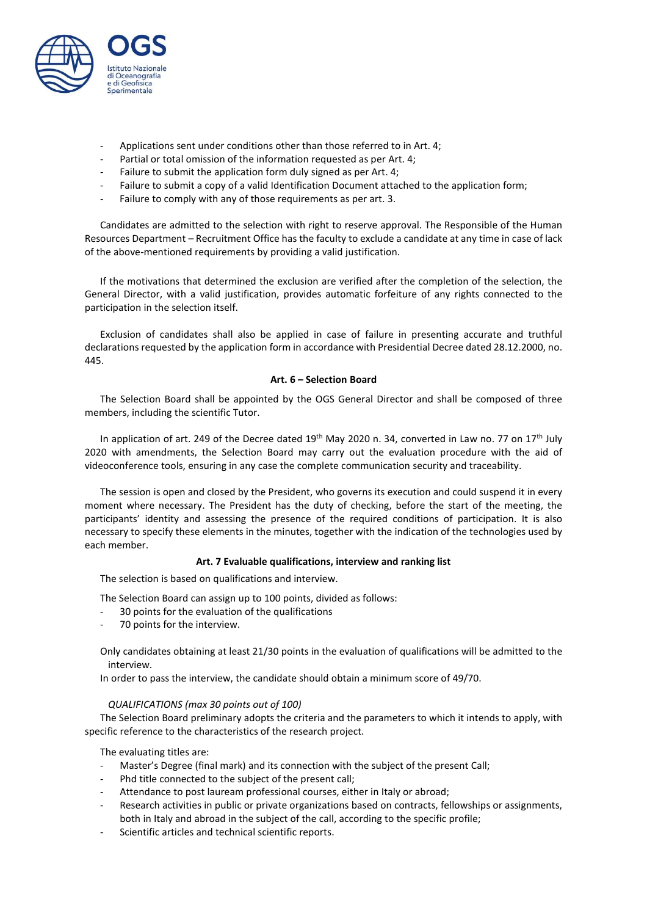- Applications sent under conditions other than those referred to in Art. 4;
- Partial or total omission of the information requested as per Art. 4;
- Failure to submit the application form duly signed as per Art. 4;
- Failure to submit a copy of a valid Identification Document attached to the application form;
- Failure to comply with any of those requirements as per art. 3.

Candidates are admitted to the selection with right to reserve approval. The Responsible of the Human Resources Department – Recruitment Office has the faculty to exclude a candidate at any time in case of lack of the above-mentioned requirements by providing a valid justification.

If the motivations that determined the exclusion are verified after the completion of the selection, the General Director, with a valid justification, provides automatic forfeiture of any rights connected to the participation in the selection itself.

Exclusion of candidates shall also be applied in case of failure in presenting accurate and truthful declarations requested by the application form in accordance with Presidential Decree dated 28.12.2000, no. 445.

**Art. 6 – Selection Board**

The Selection Board shall be appointed by the OGS General Director and shall be composed of three members, including the scientific Tutor.

In application of art. 249 of the Decree dated 19th May 2020 n. 34, converted in Law no. 77 on 17th July 2020 with amendments, the Selection Board may carry out the evaluation procedure with the aid of videoconference tools, ensuring in any case the complete communication security and traceability.

The session is open and closed by the President, who governs its execution and could suspend it in every moment where necessary. The President has the duty of checking, before the start of the meeting, the participants' identity and assessing the presence of the required conditions of participation. It is also necessary to specify these elements in the minutes, together with the indication of the technologies used by each member.

**Art. 7 Evaluable qualifications, interview and ranking list**

The selection is based on qualifications and interview.

The Selection Board can assign up to 100 points, divided as follows:

- 30 points for the evaluation of the qualifications
- 70 points for the interview.

Only candidates obtaining at least 21/30 points in the evaluation of qualifications will be admitted to the interview.

In order to pass the interview, the candidate should obtain a minimum score of 49/70.

*QUALIFICATIONS (max 30 points out of 100)*

The Selection Board preliminary adopts the criteria and the parameters to which it intends to apply, with specific reference to the characteristics of the research project.

The evaluating titles are:

- Master's Degree (final mark) and its connection with the subject of the present Call;
- Phd title connected to the subject of the present call;
- Attendance to post lauream professional courses, either in Italy or abroad;
- Research activities in public or private organizations based on contracts, fellowships or assignments, both in Italy and abroad in the subject of the call, according to the specific profile;
- Scientific articles and technical scientific reports.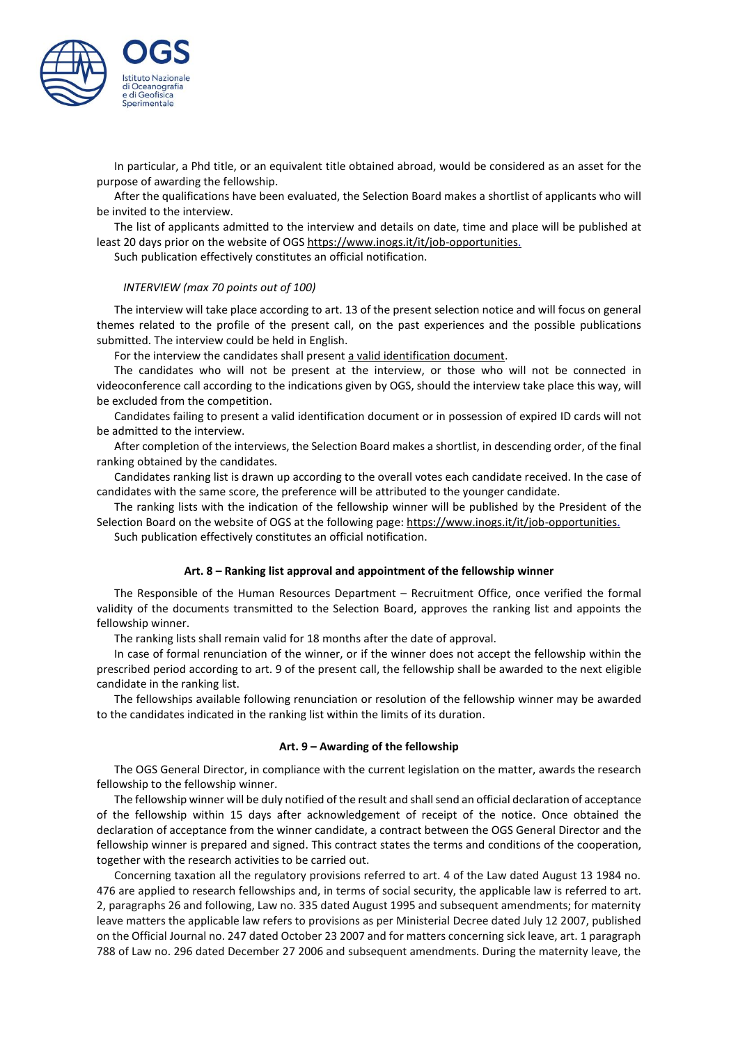In particular, a Phd title, or an equivalent title obtained abroad, would be considered as an asset for the purpose of awarding the fellowship.

After the qualifications have been evaluated, the Selection Board makes a shortlist of applicants who will be invited to the interview.

The list of applicants admitted to the interview and details on date, time and place will be published at least 20 days prior on the website of OGS https://www.inogs.it/it/job-opportunities.

Such publication effectively constitutes an official notification.

*INTERVIEW (max 70 points out of 100)*

The interview will take place according to art. 13 of the present selection notice and will focus on general themes related to the profile of the present call, on the past experiences and the possible publications submitted. The interview could be held in English.

For the interview the candidates shall present a valid identification document.

The candidates who will not be present at the interview, or those who will not be connected in videoconference call according to the indications given by OGS, should the interview take place this way, will be excluded from the competition.

Candidates failing to present a valid identification document or in possession of expired ID cards will not be admitted to the interview.

After completion of the interviews, the Selection Board makes a shortlist, in descending order, of the final ranking obtained by the candidates.

Candidates ranking list is drawn up according to the overall votes each candidate received. In the case of candidates with the same score, the preference will be attributed to the younger candidate.

The ranking lists with the indication of the fellowship winner will be published by the President of the Selection Board on the website of OGS at the following page: https://www.inogs.it/it/job-opportunities.

Such publication effectively constitutes an official notification.

### Art. 8 – Ranking list approval and appointment of the fellowship winner

The Responsible of the Human Resources Department – Recruitment Office, once verified the formal validity of the documents transmitted to the Selection Board, approves the ranking list and appoints the fellowship winner.

The ranking lists shall remain valid for 18 months after the date of approval.

In case of formal renunciation of the winner, or if the winner does not accept the fellowship within the prescribed period according to art. 9 of the present call, the fellowship shall be awarded to the next eligible candidate in the ranking list.

The fellowships available following renunciation or resolution of the fellowship winner may be awarded to the candidates indicated in the ranking list within the limits of its duration.

### Art. 9 – Awarding of the fellowship

The OGS General Director, in compliance with the current legislation on the matter, awards the research fellowship to the fellowship winner.

The fellowship winner will be duly notified of the result and shall send an official declaration of acceptance of the fellowship within 15 days after acknowledgement of receipt of the notice. Once obtained the declaration of acceptance from the winner candidate, a contract between the OGS General Director and the fellowship winner is prepared and signed. This contract states the terms and conditions of the cooperation, together with the research activities to be carried out.

Concerning taxation all the regulatory provisions referred to art. 4 of the Law dated August 13 1984 no. 476 are applied to research fellowships and, in terms of social security, the applicable law is referred to art. 2, paragraphs 26 and following, Law no. 335 dated August 1995 and subsequent amendments; for maternity leave matters the applicable law refers to provisions as per Ministerial Decree dated July 12 2007, published on the Official Journal no. 247 dated October 23 2007 and for matters concerning sick leave, art. 1 paragraph 788 of Law no. 296 dated December 27 2006 and subsequent amendments. During the maternity leave, the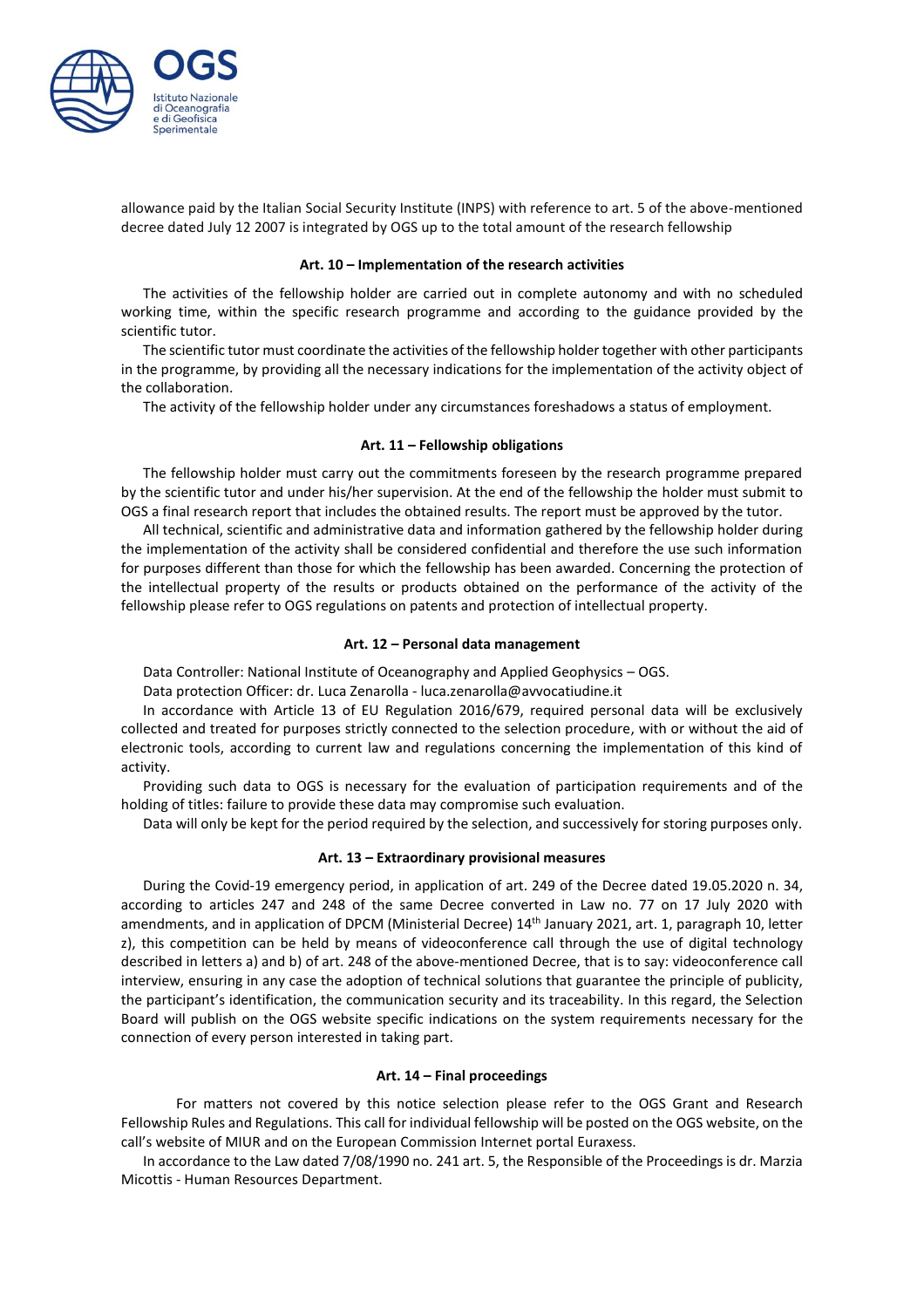allowance paid by the Italian Social Security Institute (INPS) with reference to art. 5 of the above-mentioned decree dated July 12 2007 is integrated by OGS up to the total amount of the research fellowship

### Art. 10 – Implementation of the research activities

The activities of the fellowship holder are carried out in complete autonomy and with no scheduled working time, within the specific research programme and according to the guidance provided by the scientific tutor.

The scientific tutor must coordinate the activities of the fellowship holder together with other participants in the programme, by providing all the necessary indications for the implementation of the activity object of the collaboration.

The activity of the fellowship holder under any circumstances foreshadows a status of employment.

### Art. 11 – Fellowship obligations

The fellowship holder must carry out the commitments foreseen by the research programme prepared by the scientific tutor and under his/her supervision. At the end of the fellowship the holder must submit to OGS a final research report that includes the obtained results. The report must be approved by the tutor.

All technical, scientific and administrative data and information gathered by the fellowship holder during the implementation of the activity shall be considered confidential and therefore the use such information for purposes different than those for which the fellowship has been awarded. Concerning the protection of the intellectual property of the results or products obtained on the performance of the activity of the fellowship please refer to OGS regulations on patents and protection of intellectual property.

### Art. 12 – Personal data management

Data Controller: National Institute of Oceanography and Applied Geophysics – OGS.

Data protection Officer: dr. Luca Zenarolla - luca.zenarolla@avvocatiudine.it

In accordance with Article 13 of EU Regulation 2016/679, required personal data will be exclusively collected and treated for purposes strictly connected to the selection procedure, with or without the aid of electronic tools, according to current law and regulations concerning the implementation of this kind of activity.

Providing such data to OGS is necessary for the evaluation of participation requirements and of the holding of titles: failure to provide these data may compromise such evaluation.

Data will only be kept for the period required by the selection, and successively for storing purposes only.

### Art. 13 – Extraordinary provisional measures

During the Covid-19 emergency period, in application of art. 249 of the Decree dated 19.05.2020 n. 34, according to articles 247 and 248 of the same Decree converted in Law no. 77 on 17 July 2020 with amendments, and in application of DPCM (Ministerial Decree) 14th January 2021, art. 1, paragraph 10, letter z), this competition can be held by means of videoconference call through the use of digital technology described in letters a) and b) of art. 248 of the above-mentioned Decree, that is to say: videoconference call interview, ensuring in any case the adoption of technical solutions that guarantee the principle of publicity, the participant's identification, the communication security and its traceability. In this regard, the Selection Board will publish on the OGS website specific indications on the system requirements necessary for the connection of every person interested in taking part.

### Art. 14 – Final proceedings

For matters not covered by this notice selection please refer to the OGS Grant and Research Fellowship Rules and Regulations. This call for individual fellowship will be posted on the OGS website, on the call's website of MIUR and on the European Commission Internet portal Euraxess.

In accordance to the Law dated 7/08/1990 no. 241 art. 5, the Responsible of the Proceedings is dr. Marzia Micottis - Human Resources Department.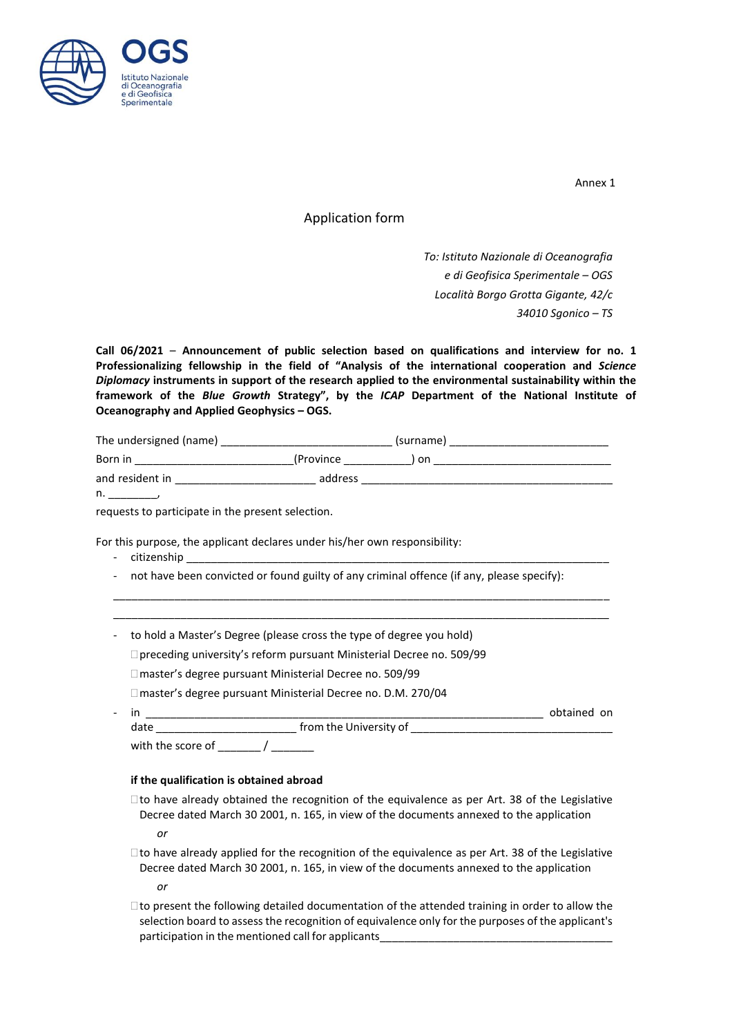Annex 1

Application form

*To: Istituto Nazionale di Oceanografia*
*e di Geofisica Sperimentale – OGS*
*Località Borgo Grotta Gigante, 42/c*
*34010 Sgonico – TS*

**Call 06/2021 – Announcement of public selection based on qualifications and interview for no. 1 Professionalizing fellowship in the field of "Analysis of the international cooperation and *Science Diplomacy* instruments in support of the research applied to the environmental sustainability within the framework of the *Blue Growth* Strategy", by the *ICAP* Department of the National Institute of Oceanography and Applied Geophysics – OGS.**

The undersigned (name) ___________________________ (surname) _________________________

Born in _________________________(Province __________) on ____________________________

and resident in ______________________ address ________________________________________

n. ________,

requests to participate in the present selection.

For this purpose, the applicant declares under his/her own responsibility:

- citizenship ______________________________________________________________________
- not have been convicted or found guilty of any criminal offence (if any, please specify):

_____________________________________________________________________________________

_____________________________________________________________________________________

- to hold a Master's Degree (please cross the type of degree you hold)

  ☐ preceding university's reform pursuant Ministerial Decree no. 509/99

  ☐ master's degree pursuant Ministerial Decree no. 509/99

  ☐ master's degree pursuant Ministerial Decree no. D.M. 270/04

- in ________________________________________________________________ obtained on date _____________________ from the University of _______________________________

  with the score of _______ / _______

  **if the qualification is obtained abroad**

  ☐ to have already obtained the recognition of the equivalence as per Art. 38 of the Legislative Decree dated March 30 2001, n. 165, in view of the documents annexed to the application

  *or*

  ☐ to have already applied for the recognition of the equivalence as per Art. 38 of the Legislative Decree dated March 30 2001, n. 165, in view of the documents annexed to the application

  *or*

  ☐ to present the following detailed documentation of the attended training in order to allow the selection board to assess the recognition of equivalence only for the purposes of the applicant's participation in the mentioned call for applicants_____________________________________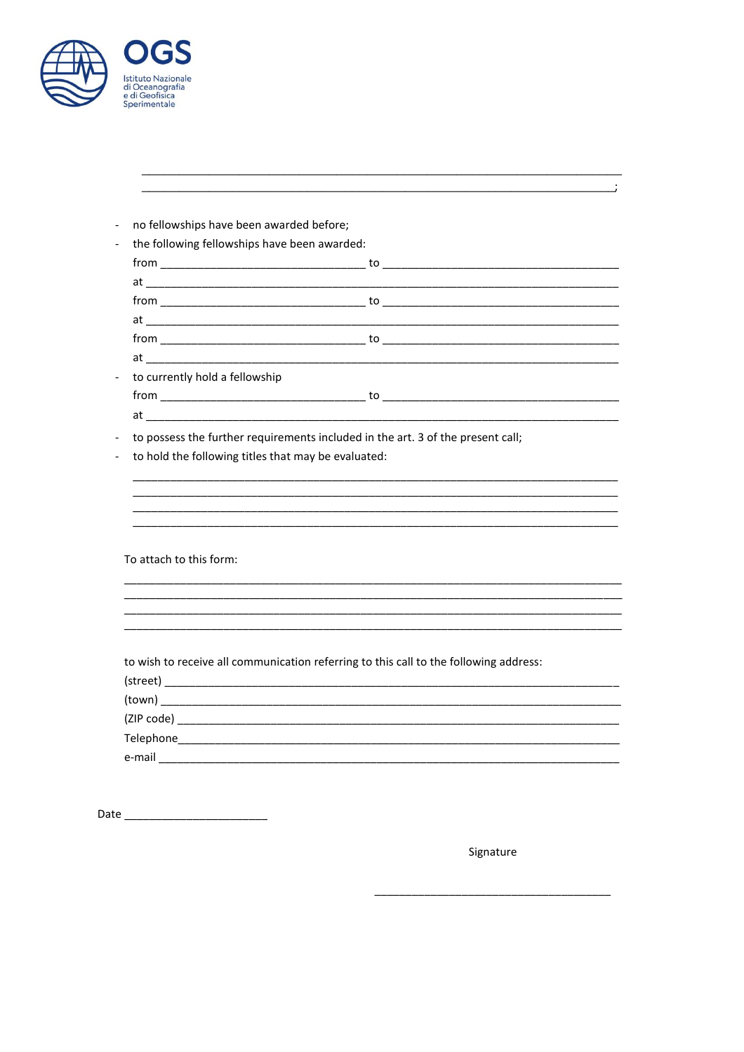**OGS**
Istituto Nazionale di Oceanografia e di Geofisica Sperimentale

\_\_\_\_\_\_\_\_\_\_\_\_\_\_\_\_\_\_\_\_\_\_\_\_\_\_\_\_\_\_\_\_\_\_\_\_\_\_\_\_\_\_\_\_\_\_\_\_\_\_\_\_\_\_\_\_\_\_\_\_\_\_\_\_\_\_\_\_\_\_\_\_\_\_\_\_\_
\_\_\_\_\_\_\_\_\_\_\_\_\_\_\_\_\_\_\_\_\_\_\_\_\_\_\_\_\_\_\_\_\_\_\_\_\_\_\_\_\_\_\_\_\_\_\_\_\_\_\_\_\_\_\_\_\_\_\_\_\_\_\_\_\_\_\_\_\_\_\_\_\_\_\_\_;

- no fellowships have been awarded before;
- the following fellowships have been awarded:
  from \_\_\_\_\_\_\_\_\_\_\_\_\_\_\_\_\_\_\_\_\_\_\_\_\_\_\_\_\_\_\_\_ to \_\_\_\_\_\_\_\_\_\_\_\_\_\_\_\_\_\_\_\_\_\_\_\_\_\_\_\_\_\_\_\_\_\_\_\_\_\_\_
  at \_\_\_\_\_\_\_\_\_\_\_\_\_\_\_\_\_\_\_\_\_\_\_\_\_\_\_\_\_\_\_\_\_\_\_\_\_\_\_\_\_\_\_\_\_\_\_\_\_\_\_\_\_\_\_\_\_\_\_\_\_\_\_\_\_\_\_\_\_\_\_\_\_\_\_
  from \_\_\_\_\_\_\_\_\_\_\_\_\_\_\_\_\_\_\_\_\_\_\_\_\_\_\_\_\_\_\_\_ to \_\_\_\_\_\_\_\_\_\_\_\_\_\_\_\_\_\_\_\_\_\_\_\_\_\_\_\_\_\_\_\_\_\_\_\_\_\_\_
  at \_\_\_\_\_\_\_\_\_\_\_\_\_\_\_\_\_\_\_\_\_\_\_\_\_\_\_\_\_\_\_\_\_\_\_\_\_\_\_\_\_\_\_\_\_\_\_\_\_\_\_\_\_\_\_\_\_\_\_\_\_\_\_\_\_\_\_\_\_\_\_\_\_\_\_
  from \_\_\_\_\_\_\_\_\_\_\_\_\_\_\_\_\_\_\_\_\_\_\_\_\_\_\_\_\_\_\_\_ to \_\_\_\_\_\_\_\_\_\_\_\_\_\_\_\_\_\_\_\_\_\_\_\_\_\_\_\_\_\_\_\_\_\_\_\_\_\_\_
  at \_\_\_\_\_\_\_\_\_\_\_\_\_\_\_\_\_\_\_\_\_\_\_\_\_\_\_\_\_\_\_\_\_\_\_\_\_\_\_\_\_\_\_\_\_\_\_\_\_\_\_\_\_\_\_\_\_\_\_\_\_\_\_\_\_\_\_\_\_\_\_\_\_\_\_
- to currently hold a fellowship
  from \_\_\_\_\_\_\_\_\_\_\_\_\_\_\_\_\_\_\_\_\_\_\_\_\_\_\_\_\_\_\_\_ to \_\_\_\_\_\_\_\_\_\_\_\_\_\_\_\_\_\_\_\_\_\_\_\_\_\_\_\_\_\_\_\_\_\_\_\_\_\_\_
  at \_\_\_\_\_\_\_\_\_\_\_\_\_\_\_\_\_\_\_\_\_\_\_\_\_\_\_\_\_\_\_\_\_\_\_\_\_\_\_\_\_\_\_\_\_\_\_\_\_\_\_\_\_\_\_\_\_\_\_\_\_\_\_\_\_\_\_\_\_\_\_\_\_\_\_
- to possess the further requirements included in the art. 3 of the present call;
- to hold the following titles that may be evaluated:

  \_\_\_\_\_\_\_\_\_\_\_\_\_\_\_\_\_\_\_\_\_\_\_\_\_\_\_\_\_\_\_\_\_\_\_\_\_\_\_\_\_\_\_\_\_\_\_\_\_\_\_\_\_\_\_\_\_\_\_\_\_\_\_\_\_\_\_\_\_\_\_\_\_\_\_\_\_
  \_\_\_\_\_\_\_\_\_\_\_\_\_\_\_\_\_\_\_\_\_\_\_\_\_\_\_\_\_\_\_\_\_\_\_\_\_\_\_\_\_\_\_\_\_\_\_\_\_\_\_\_\_\_\_\_\_\_\_\_\_\_\_\_\_\_\_\_\_\_\_\_\_\_\_\_\_
  \_\_\_\_\_\_\_\_\_\_\_\_\_\_\_\_\_\_\_\_\_\_\_\_\_\_\_\_\_\_\_\_\_\_\_\_\_\_\_\_\_\_\_\_\_\_\_\_\_\_\_\_\_\_\_\_\_\_\_\_\_\_\_\_\_\_\_\_\_\_\_\_\_\_\_\_\_
  \_\_\_\_\_\_\_\_\_\_\_\_\_\_\_\_\_\_\_\_\_\_\_\_\_\_\_\_\_\_\_\_\_\_\_\_\_\_\_\_\_\_\_\_\_\_\_\_\_\_\_\_\_\_\_\_\_\_\_\_\_\_\_\_\_\_\_\_\_\_\_\_\_\_\_\_\_

To attach to this form:

\_\_\_\_\_\_\_\_\_\_\_\_\_\_\_\_\_\_\_\_\_\_\_\_\_\_\_\_\_\_\_\_\_\_\_\_\_\_\_\_\_\_\_\_\_\_\_\_\_\_\_\_\_\_\_\_\_\_\_\_\_\_\_\_\_\_\_\_\_\_\_\_\_\_\_\_\_
\_\_\_\_\_\_\_\_\_\_\_\_\_\_\_\_\_\_\_\_\_\_\_\_\_\_\_\_\_\_\_\_\_\_\_\_\_\_\_\_\_\_\_\_\_\_\_\_\_\_\_\_\_\_\_\_\_\_\_\_\_\_\_\_\_\_\_\_\_\_\_\_\_\_\_\_\_
\_\_\_\_\_\_\_\_\_\_\_\_\_\_\_\_\_\_\_\_\_\_\_\_\_\_\_\_\_\_\_\_\_\_\_\_\_\_\_\_\_\_\_\_\_\_\_\_\_\_\_\_\_\_\_\_\_\_\_\_\_\_\_\_\_\_\_\_\_\_\_\_\_\_\_\_\_
\_\_\_\_\_\_\_\_\_\_\_\_\_\_\_\_\_\_\_\_\_\_\_\_\_\_\_\_\_\_\_\_\_\_\_\_\_\_\_\_\_\_\_\_\_\_\_\_\_\_\_\_\_\_\_\_\_\_\_\_\_\_\_\_\_\_\_\_\_\_\_\_\_\_\_\_\_

to wish to receive all communication referring to this call to the following address:
(street) \_\_\_\_\_\_\_\_\_\_\_\_\_\_\_\_\_\_\_\_\_\_\_\_\_\_\_\_\_\_\_\_\_\_\_\_\_\_\_\_\_\_\_\_\_\_\_\_\_\_\_\_\_\_\_\_\_\_\_\_\_\_\_\_\_\_\_\_\_\_
(town) \_\_\_\_\_\_\_\_\_\_\_\_\_\_\_\_\_\_\_\_\_\_\_\_\_\_\_\_\_\_\_\_\_\_\_\_\_\_\_\_\_\_\_\_\_\_\_\_\_\_\_\_\_\_\_\_\_\_\_\_\_\_\_\_\_\_\_\_\_\_\_
(ZIP code) \_\_\_\_\_\_\_\_\_\_\_\_\_\_\_\_\_\_\_\_\_\_\_\_\_\_\_\_\_\_\_\_\_\_\_\_\_\_\_\_\_\_\_\_\_\_\_\_\_\_\_\_\_\_\_\_\_\_\_\_\_\_\_\_\_\_\_\_
Telephone\_\_\_\_\_\_\_\_\_\_\_\_\_\_\_\_\_\_\_\_\_\_\_\_\_\_\_\_\_\_\_\_\_\_\_\_\_\_\_\_\_\_\_\_\_\_\_\_\_\_\_\_\_\_\_\_\_\_\_\_\_\_\_\_\_\_\_\_\_\_
e-mail \_\_\_\_\_\_\_\_\_\_\_\_\_\_\_\_\_\_\_\_\_\_\_\_\_\_\_\_\_\_\_\_\_\_\_\_\_\_\_\_\_\_\_\_\_\_\_\_\_\_\_\_\_\_\_\_\_\_\_\_\_\_\_\_\_\_\_\_\_\_\_\_

Date \_\_\_\_\_\_\_\_\_\_\_\_\_\_\_\_\_\_\_\_\_\_\_

Signature

\_\_\_\_\_\_\_\_\_\_\_\_\_\_\_\_\_\_\_\_\_\_\_\_\_\_\_\_\_\_\_\_\_\_\_\_\_\_\_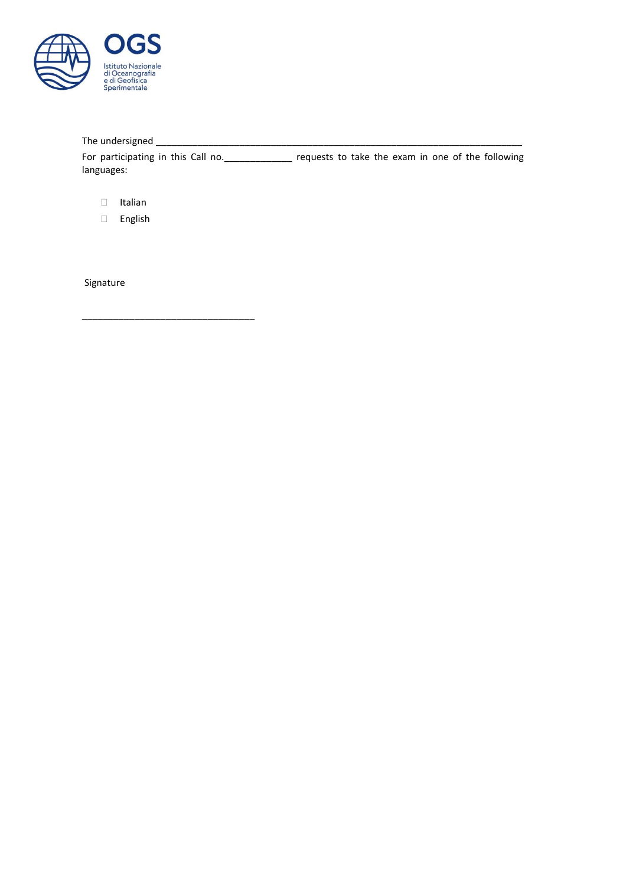OGS

Istituto Nazionale di Oceanografia e di Geofisica Sperimentale

The undersigned ___________________________________________________________________________

For participating in this Call no.______________ requests to take the exam in one of the following languages:

- ☐ Italian
- ☐ English

Signature

_________________________________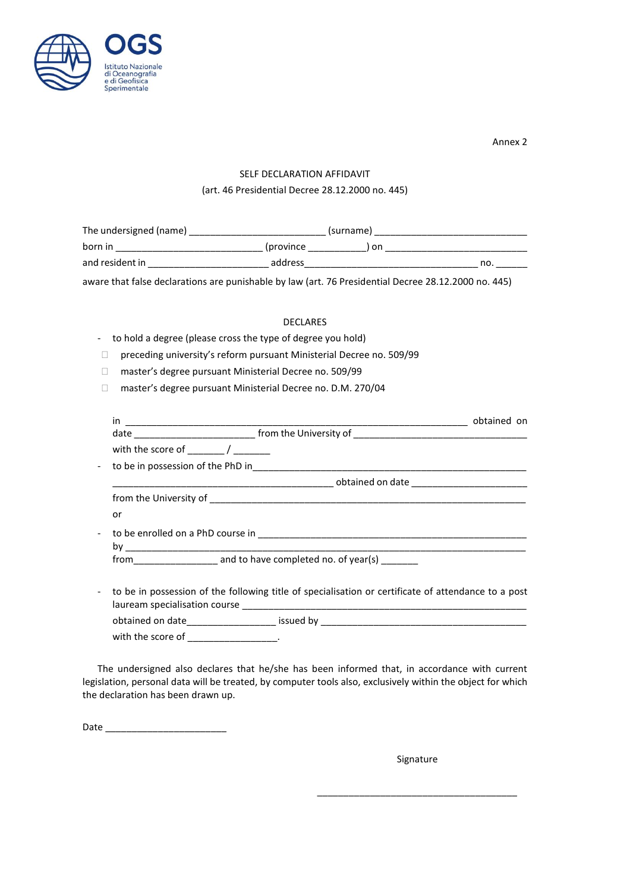OGS
Istituto Nazionale di Oceanografia e di Geofisica Sperimentale

Annex 2

SELF DECLARATION AFFIDAVIT

(art. 46 Presidential Decree 28.12.2000 no. 445)

The undersigned (name) _________________________ (surname) ____________________________

born in ___________________________ (province ___________) on __________________________

and resident in ______________________ address________________________________ no. ______

aware that false declarations are punishable by law (art. 76 Presidential Decree 28.12.2000 no. 445)

DECLARES

- to hold a degree (please cross the type of degree you hold)
  - ☐ preceding university's reform pursuant Ministerial Decree no. 509/99
  - ☐ master's degree pursuant Ministerial Decree no. 509/99
  - ☐ master's degree pursuant Ministerial Decree no. D.M. 270/04

  in _______________________________________________________________ obtained on date _______________________ from the University of ________________________________

  with the score of _______ / _______

- to be in possession of the PhD in_____________________________________________________

  ________________________________________ obtained on date _____________________

  from the University of ____________________________________________________________

  or

- to be enrolled on a PhD course in ___________________________________________________

  by ____________________________________________________________________________

  from________________ and to have completed no. of year(s) _______

- to be in possession of the following title of specialisation or certificate of attendance to a post lauream specialisation course _____________________________________________________

  obtained on date________________ issued by _______________________________________

  with the score of _________________.

The undersigned also declares that he/she has been informed that, in accordance with current legislation, personal data will be treated, by computer tools also, exclusively within the object for which the declaration has been drawn up.

Date _______________________

Signature

_______________________________________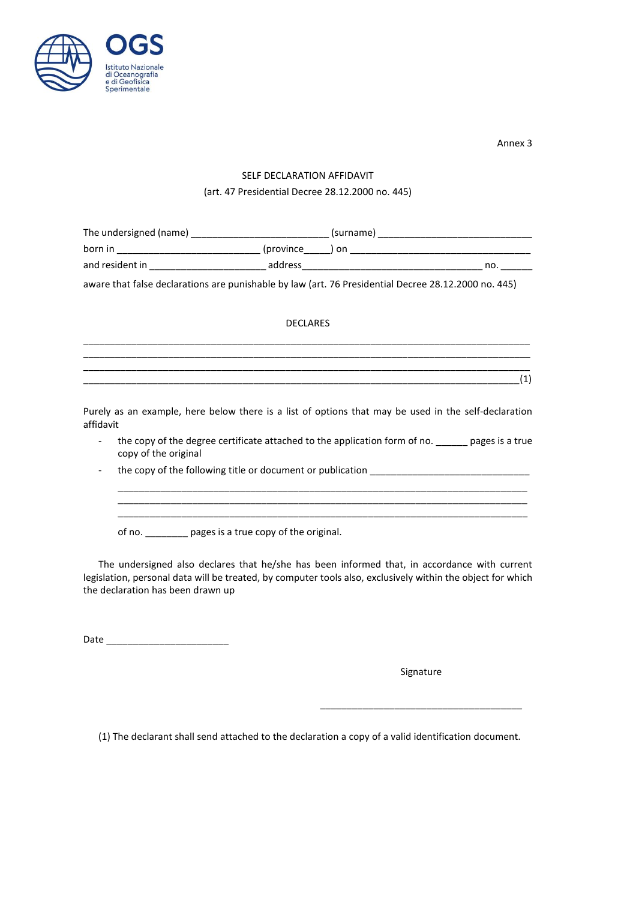OGS Istituto Nazionale di Oceanografia e di Geofisica Sperimentale

Annex 3

SELF DECLARATION AFFIDAVIT
(art. 47 Presidential Decree 28.12.2000 no. 445)

The undersigned (name) __________________________ (surname) _____________________________
born in ___________________________ (province_____) on __________________________________
and resident in ______________________ address__________________________________ no. ______
aware that false declarations are punishable by law (art. 76 Presidential Decree 28.12.2000 no. 445)

DECLARES

_____________________________________________________________________________________
_____________________________________________________________________________________
_____________________________________________________________________________________
___________________________________________________________________________________(1)

Purely as an example, here below there is a list of options that may be used in the self-declaration affidavit

- the copy of the degree certificate attached to the application form of no. ______ pages is a true copy of the original
- the copy of the following title or document or publication ______________________________
  ________________________________________________________________________________
  ________________________________________________________________________________
  ________________________________________________________________________________

  of no. ________ pages is a true copy of the original.

The undersigned also declares that he/she has been informed that, in accordance with current legislation, personal data will be treated, by computer tools also, exclusively within the object for which the declaration has been drawn up

Date _______________________

Signature

______________________________________

(1) The declarant shall send attached to the declaration a copy of a valid identification document.